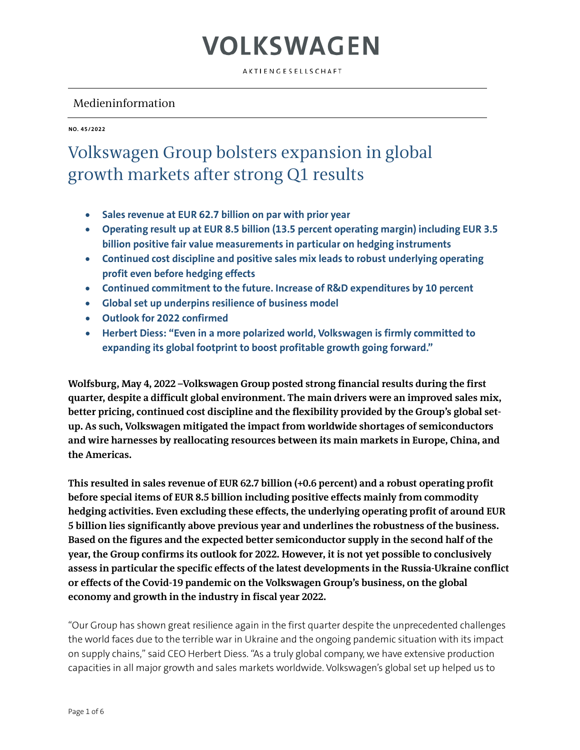# VOLKSWAGEN

AKTIENGESELLSCHAFT

Medieninformation

**NO. 45/2022**

# Volkswagen Group bolsters expansion in global growth markets after strong Q1 results

- **Sales revenue at EUR 62.7 billion on par with prior year**
- **Operating result up at EUR 8.5 billion (13.5 percent operating margin) including EUR 3.5 billion positive fair value measurements in particular on hedging instruments**
- **Continued cost discipline and positive sales mix leads to robust underlying operating profit even before hedging effects**
- **Continued commitment to the future. Increase of R&D expenditures by 10 percent**
- **Global set up underpins resilience of business model**
- **Outlook for 2022 confirmed**
- **Herbert Diess: "Even in a more polarized world, Volkswagen is firmly committed to expanding its global footprint to boost profitable growth going forward."**

**Wolfsburg, May 4, 2022 –Volkswagen Group posted strong financial results during the first quarter, despite a difficult global environment. The main drivers were an improved sales mix, better pricing, continued cost discipline and the flexibility provided by the Group's global set-up. As such, Volkswagen mitigated the impact from worldwide shortages of semiconductors and wire harnesses by reallocating resources between its main markets in Europe, China, and the Americas.**

**This resulted in sales revenue of EUR 62.7 billion (+0.6 percent) and a robust operating profit before special items of EUR 8.5 billion including positive effects mainly from commodity hedging activities. Even excluding these effects, the underlying operating profit of around EUR 5 billion lies significantly above previous year and underlines the robustness of the business. Based on the figures and the expected better semiconductor supply in the second half of the year, the Group confirms its outlook for 2022. However, it is not yet possible to conclusively assess in particular the specific effects of the latest developments in the Russia-Ukraine conflict or effects of the Covid-19 pandemic on the Volkswagen Group's business, on the global economy and growth in the industry in fiscal year 2022.**

"Our Group has shown great resilience again in the first quarter despite the unprecedented challenges the world faces due to the terrible war in Ukraine and the ongoing pandemic situation with its impact on supply chains," said CEO Herbert Diess. "As a truly global company, we have extensive production capacities in all major growth and sales markets worldwide. Volkswagen's global set up helped us to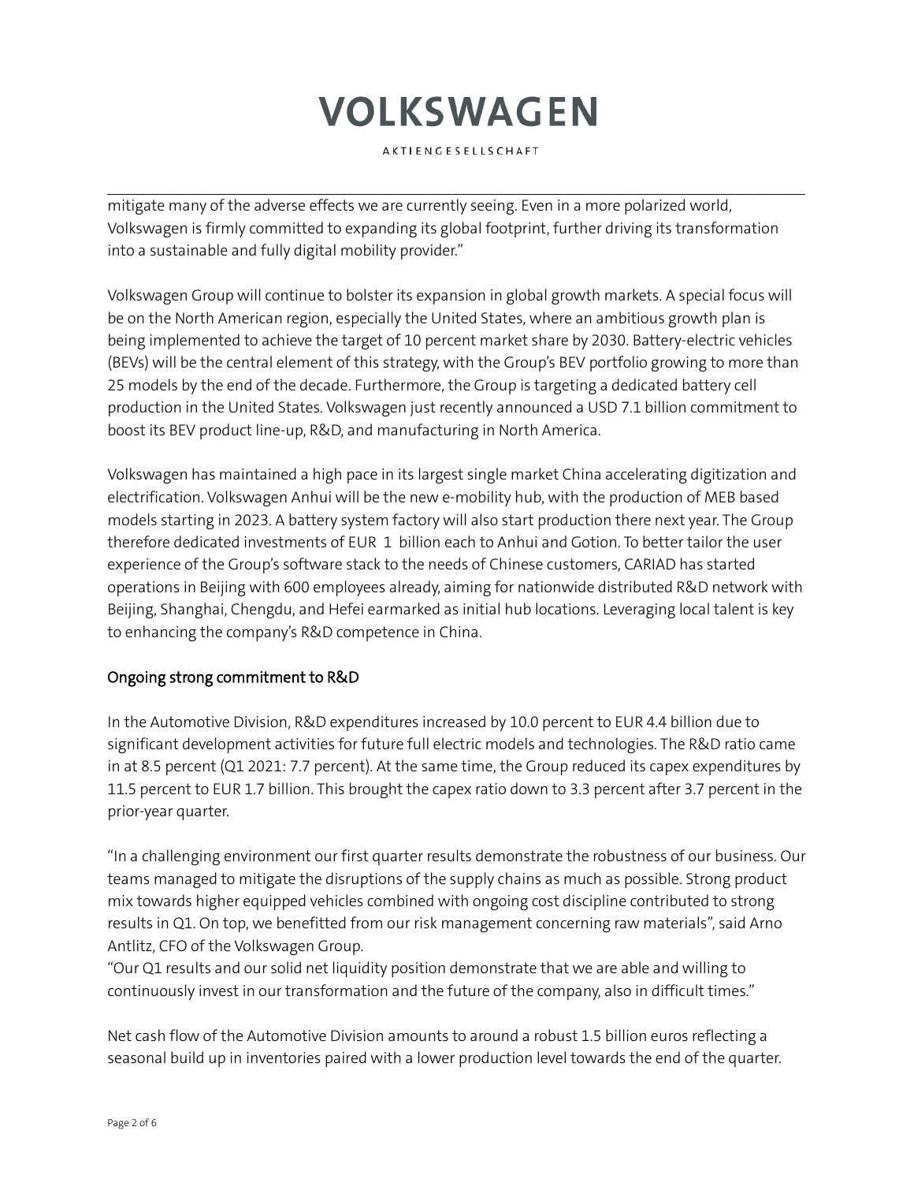mitigate many of the adverse effects we are currently seeing. Even in a more polarized world, Volkswagen is firmly committed to expanding its global footprint, further driving its transformation into a sustainable and fully digital mobility provider."

Volkswagen Group will continue to bolster its expansion in global growth markets. A special focus will be on the North American region, especially the United States, where an ambitious growth plan is being implemented to achieve the target of 10 percent market share by 2030. Battery-electric vehicles (BEVs) will be the central element of this strategy, with the Group's BEV portfolio growing to more than 25 models by the end of the decade. Furthermore, the Group is targeting a dedicated battery cell production in the United States. Volkswagen just recently announced a USD 7.1 billion commitment to boost its BEV product line-up, R&D, and manufacturing in North America.

Volkswagen has maintained a high pace in its largest single market China accelerating digitization and electrification. Volkswagen Anhui will be the new e-mobility hub, with the production of MEB based models starting in 2023. A battery system factory will also start production there next year. The Group therefore dedicated investments of EUR 1 billion each to Anhui and Gotion. To better tailor the user experience of the Group's software stack to the needs of Chinese customers, CARIAD has started operations in Beijing with 600 employees already, aiming for nationwide distributed R&D network with Beijing, Shanghai, Chengdu, and Hefei earmarked as initial hub locations. Leveraging local talent is key to enhancing the company's R&D competence in China.

## Ongoing strong commitment to R&D

In the Automotive Division, R&D expenditures increased by 10.0 percent to EUR 4.4 billion due to significant development activities for future full electric models and technologies. The R&D ratio came in at 8.5 percent (Q1 2021: 7.7 percent). At the same time, the Group reduced its capex expenditures by 11.5 percent to EUR 1.7 billion. This brought the capex ratio down to 3.3 percent after 3.7 percent in the prior-year quarter.

"In a challenging environment our first quarter results demonstrate the robustness of our business. Our teams managed to mitigate the disruptions of the supply chains as much as possible. Strong product mix towards higher equipped vehicles combined with ongoing cost discipline contributed to strong results in Q1. On top, we benefitted from our risk management concerning raw materials", said Arno Antlitz, CFO of the Volkswagen Group.
"Our Q1 results and our solid net liquidity position demonstrate that we are able and willing to continuously invest in our transformation and the future of the company, also in difficult times."

Net cash flow of the Automotive Division amounts to around a robust 1.5 billion euros reflecting a seasonal build up in inventories paired with a lower production level towards the end of the quarter.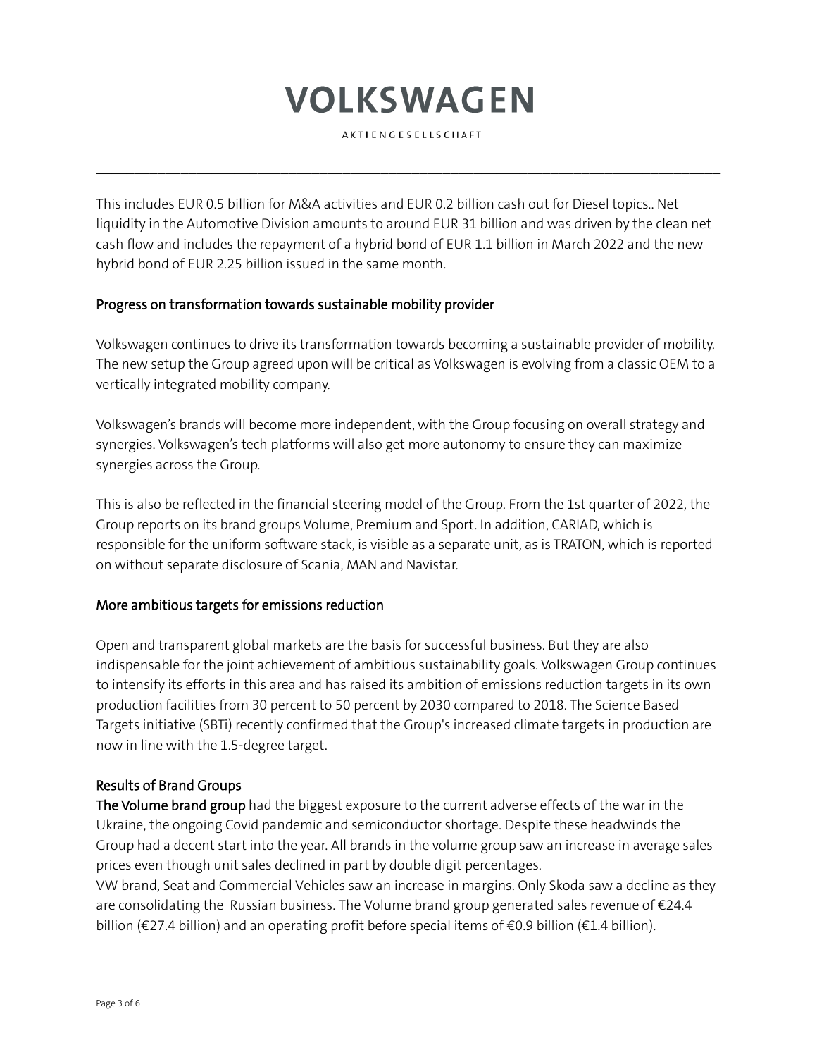This includes EUR 0.5 billion for M&A activities and EUR 0.2 billion cash out for Diesel topics.. Net liquidity in the Automotive Division amounts to around EUR 31 billion and was driven by the clean net cash flow and includes the repayment of a hybrid bond of EUR 1.1 billion in March 2022 and the new hybrid bond of EUR 2.25 billion issued in the same month.

## Progress on transformation towards sustainable mobility provider

Volkswagen continues to drive its transformation towards becoming a sustainable provider of mobility. The new setup the Group agreed upon will be critical as Volkswagen is evolving from a classic OEM to a vertically integrated mobility company.

Volkswagen's brands will become more independent, with the Group focusing on overall strategy and synergies. Volkswagen's tech platforms will also get more autonomy to ensure they can maximize synergies across the Group.

This is also be reflected in the financial steering model of the Group. From the 1st quarter of 2022, the Group reports on its brand groups Volume, Premium and Sport. In addition, CARIAD, which is responsible for the uniform software stack, is visible as a separate unit, as is TRATON, which is reported on without separate disclosure of Scania, MAN and Navistar.

## More ambitious targets for emissions reduction

Open and transparent global markets are the basis for successful business. But they are also indispensable for the joint achievement of ambitious sustainability goals. Volkswagen Group continues to intensify its efforts in this area and has raised its ambition of emissions reduction targets in its own production facilities from 30 percent to 50 percent by 2030 compared to 2018. The Science Based Targets initiative (SBTi) recently confirmed that the Group's increased climate targets in production are now in line with the 1.5-degree target.

## Results of Brand Groups

**The Volume brand group** had the biggest exposure to the current adverse effects of the war in the Ukraine, the ongoing Covid pandemic and semiconductor shortage. Despite these headwinds the Group had a decent start into the year. All brands in the volume group saw an increase in average sales prices even though unit sales declined in part by double digit percentages.
VW brand, Seat and Commercial Vehicles saw an increase in margins. Only Skoda saw a decline as they are consolidating the Russian business. The Volume brand group generated sales revenue of €24.4 billion (€27.4 billion) and an operating profit before special items of €0.9 billion (€1.4 billion).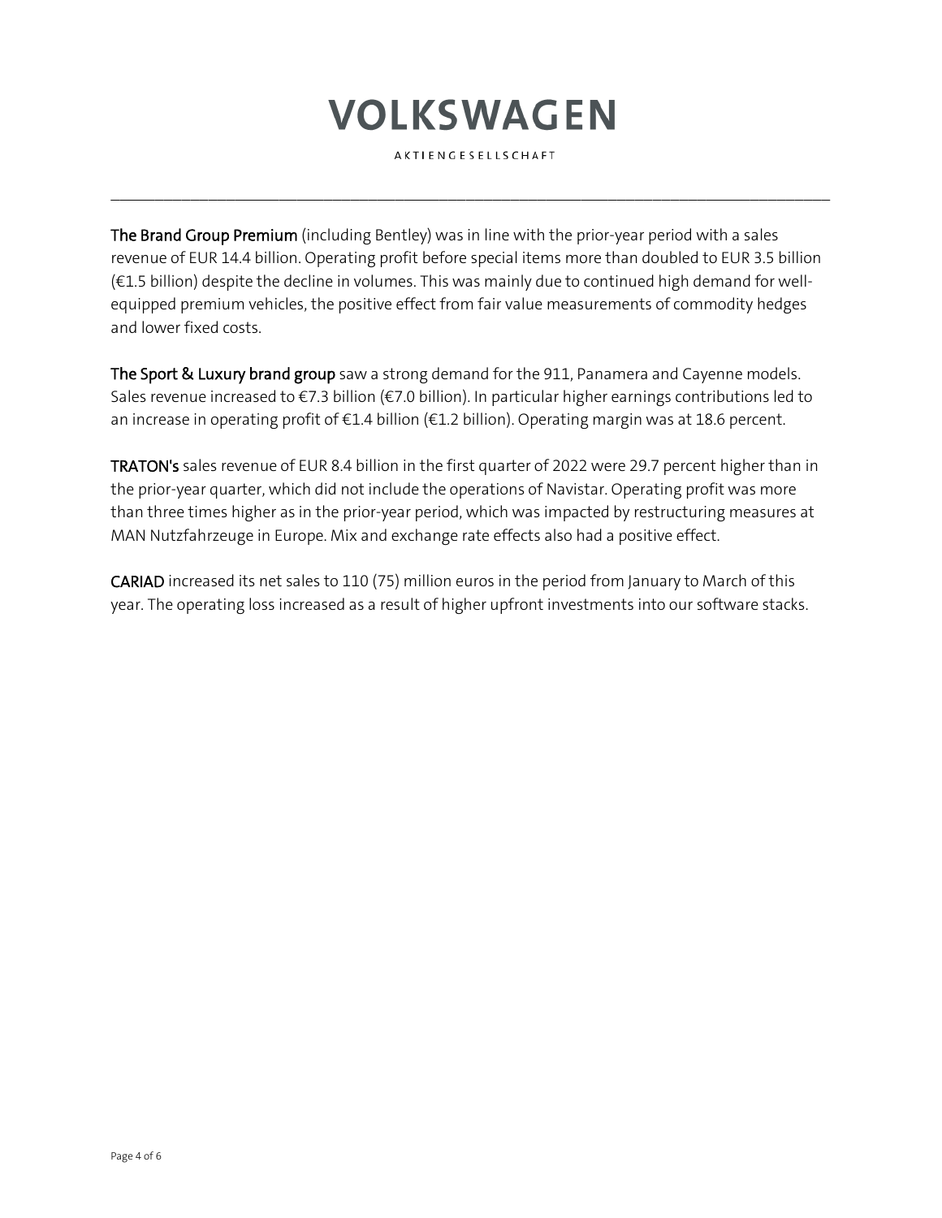**The Brand Group Premium** (including Bentley) was in line with the prior-year period with a sales revenue of EUR 14.4 billion. Operating profit before special items more than doubled to EUR 3.5 billion (€1.5 billion) despite the decline in volumes. This was mainly due to continued high demand for well-equipped premium vehicles, the positive effect from fair value measurements of commodity hedges and lower fixed costs.

**The Sport & Luxury brand group** saw a strong demand for the 911, Panamera and Cayenne models. Sales revenue increased to €7.3 billion (€7.0 billion). In particular higher earnings contributions led to an increase in operating profit of €1.4 billion (€1.2 billion). Operating margin was at 18.6 percent.

**TRATON's** sales revenue of EUR 8.4 billion in the first quarter of 2022 were 29.7 percent higher than in the prior-year quarter, which did not include the operations of Navistar. Operating profit was more than three times higher as in the prior-year period, which was impacted by restructuring measures at MAN Nutzfahrzeuge in Europe. Mix and exchange rate effects also had a positive effect.

**CARIAD** increased its net sales to 110 (75) million euros in the period from January to March of this year. The operating loss increased as a result of higher upfront investments into our software stacks.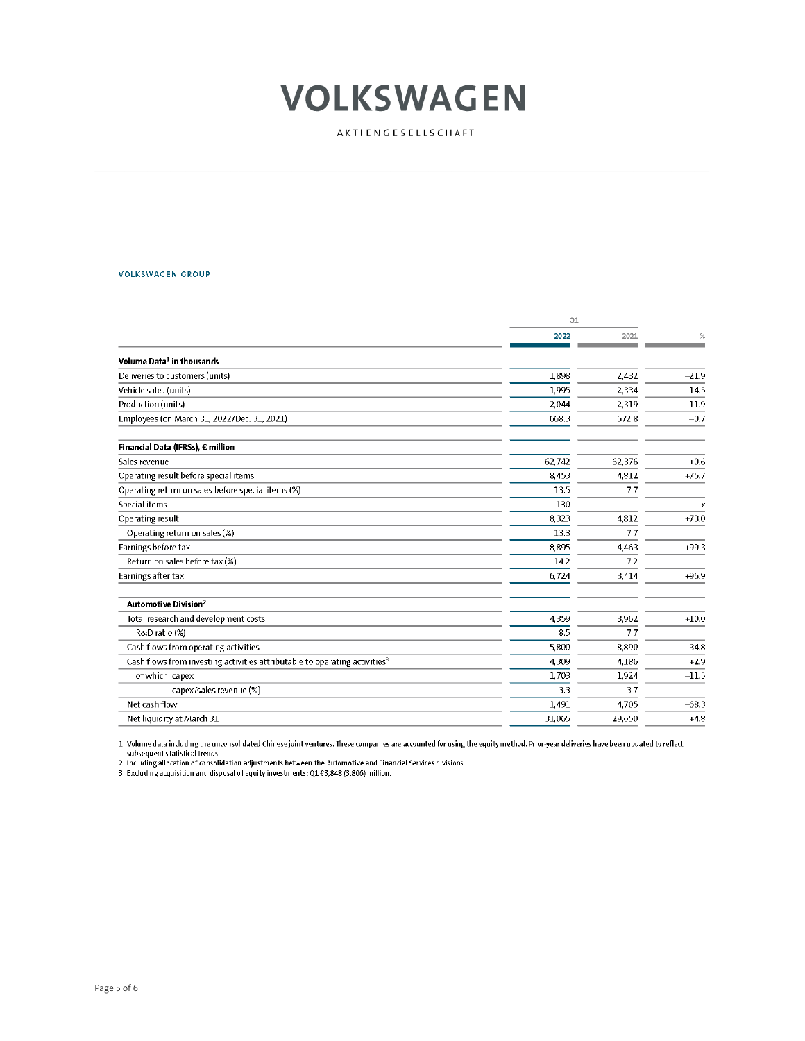# VOLKSWAGEN

AKTIENGESELLSCHAFT

---

VOLKSWAGEN GROUP

| | Q1 | | |
|---|---|---|---|
| | 2022 | 2021 | % |
| **Volume Data[1] in thousands** | | | |
| Deliveries to customers (units) | 1,898 | 2,432 | –21.9 |
| Vehicle sales (units) | 1,995 | 2,334 | –14.5 |
| Production (units) | 2,044 | 2,319 | –11.9 |
| Employees (on March 31, 2022/Dec. 31, 2021) | 668.3 | 672.8 | –0.7 |
| **Financial Data (IFRSs), € million** | | | |
| Sales revenue | 62,742 | 62,376 | +0.6 |
| Operating result before special items | 8,453 | 4,812 | +75.7 |
| Operating return on sales before special items (%) | 13.5 | 7.7 | |
| Special items | –130 | – | x |
| Operating result | 8,323 | 4,812 | +73.0 |
| Operating return on sales (%) | 13.3 | 7.7 | |
| Earnings before tax | 8,895 | 4,463 | +99.3 |
| Return on sales before tax (%) | 14.2 | 7.2 | |
| Earnings after tax | 6,724 | 3,414 | +96.9 |
| **Automotive Division[2]** | | | |
| Total research and development costs | 4,359 | 3,962 | +10.0 |
| R&D ratio (%) | 8.5 | 7.7 | |
| Cash flows from operating activities | 5,800 | 8,890 | –34.8 |
| Cash flows from investing activities attributable to operating activities[3] | 4,309 | 4,186 | +2.9 |
| of which: capex | 1,703 | 1,924 | –11.5 |
| capex/sales revenue (%) | 3.3 | 3.7 | |
| Net cash flow | 1,491 | 4,705 | –68.3 |
| Net liquidity at March 31 | 31,065 | 29,650 | +4.8 |

1 Volume data including the unconsolidated Chinese joint ventures. These companies are accounted for using the equity method. Prior-year deliveries have been updated to reflect subsequent statistical trends.
2 Including allocation of consolidation adjustments between the Automotive and Financial Services divisions.
3 Excluding acquisition and disposal of equity investments: Q1 €3,848 (3,806) million.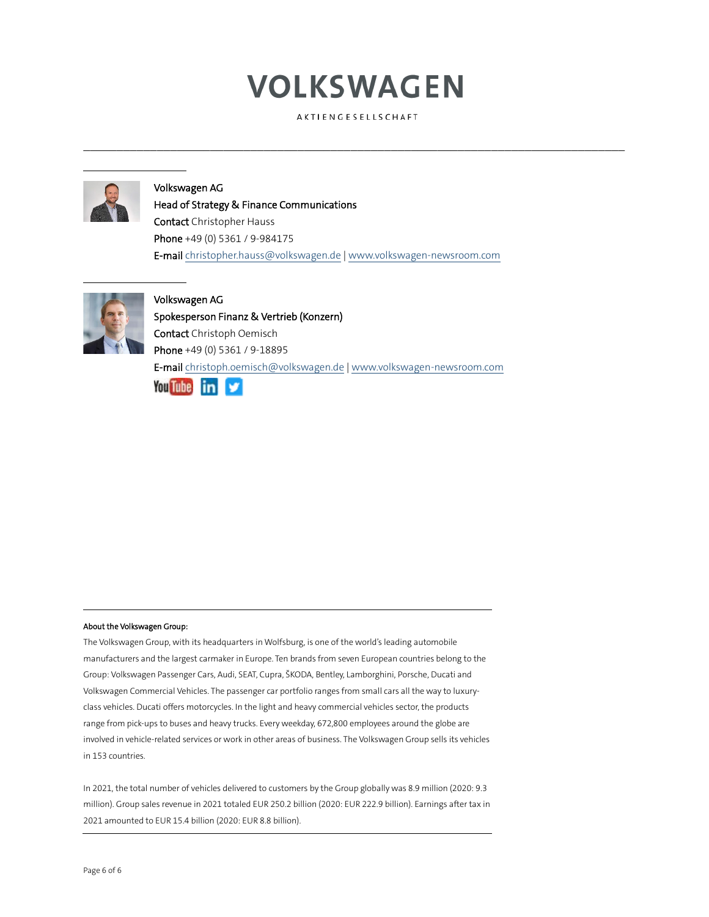**Volkswagen AG**
**Head of Strategy & Finance Communications**
**Contact** Christopher Hauss
**Phone** +49 (0) 5361 / 9-984175
**E-mail** christopher.hauss@volkswagen.de | www.volkswagen-newsroom.com

**Volkswagen AG**
**Spokesperson Finanz & Vertrieb (Konzern)**
**Contact** Christoph Oemisch
**Phone** +49 (0) 5361 / 9-18895
**E-mail** christoph.oemisch@volkswagen.de | www.volkswagen-newsroom.com

---

**About the Volkswagen Group:**

The Volkswagen Group, with its headquarters in Wolfsburg, is one of the world's leading automobile manufacturers and the largest carmaker in Europe. Ten brands from seven European countries belong to the Group: Volkswagen Passenger Cars, Audi, SEAT, Cupra, ŠKODA, Bentley, Lamborghini, Porsche, Ducati and Volkswagen Commercial Vehicles. The passenger car portfolio ranges from small cars all the way to luxury-class vehicles. Ducati offers motorcycles. In the light and heavy commercial vehicles sector, the products range from pick-ups to buses and heavy trucks. Every weekday, 672,800 employees around the globe are involved in vehicle-related services or work in other areas of business. The Volkswagen Group sells its vehicles in 153 countries.

In 2021, the total number of vehicles delivered to customers by the Group globally was 8.9 million (2020: 9.3 million). Group sales revenue in 2021 totaled EUR 250.2 billion (2020: EUR 222.9 billion). Earnings after tax in 2021 amounted to EUR 15.4 billion (2020: EUR 8.8 billion).